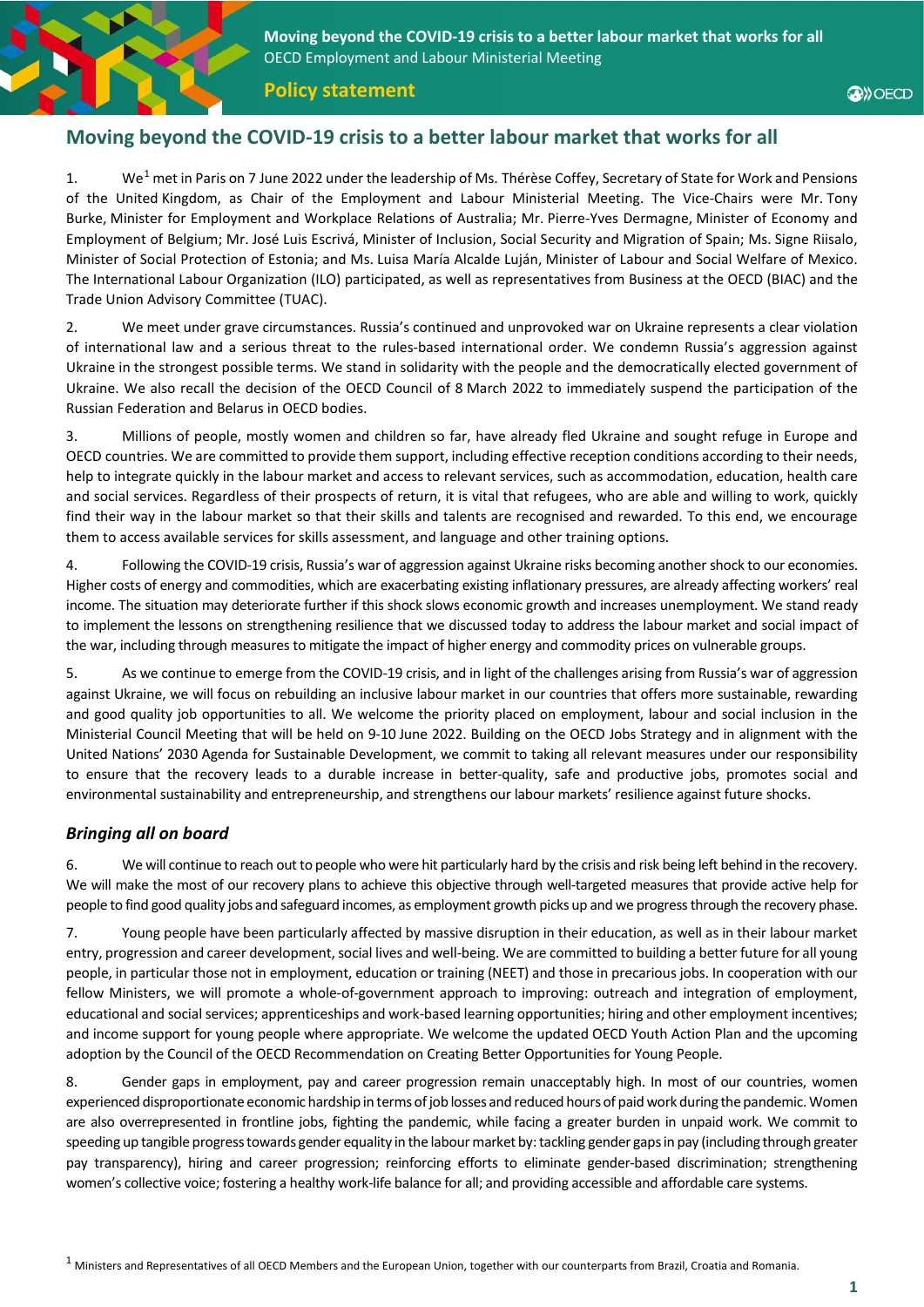# Moving beyond the COVID-19 crisis to a better labour market that works for all

1. We[1] met in Paris on 7 June 2022 under the leadership of Ms. Thérèse Coffey, Secretary of State for Work and Pensions of the United Kingdom, as Chair of the Employment and Labour Ministerial Meeting. The Vice-Chairs were Mr. Tony Burke, Minister for Employment and Workplace Relations of Australia; Mr. Pierre-Yves Dermagne, Minister of Economy and Employment of Belgium; Mr. José Luis Escrivá, Minister of Inclusion, Social Security and Migration of Spain; Ms. Signe Riisalo, Minister of Social Protection of Estonia; and Ms. Luisa María Alcalde Luján, Minister of Labour and Social Welfare of Mexico. The International Labour Organization (ILO) participated, as well as representatives from Business at the OECD (BIAC) and the Trade Union Advisory Committee (TUAC).

2. We meet under grave circumstances. Russia's continued and unprovoked war on Ukraine represents a clear violation of international law and a serious threat to the rules-based international order. We condemn Russia's aggression against Ukraine in the strongest possible terms. We stand in solidarity with the people and the democratically elected government of Ukraine. We also recall the decision of the OECD Council of 8 March 2022 to immediately suspend the participation of the Russian Federation and Belarus in OECD bodies.

3. Millions of people, mostly women and children so far, have already fled Ukraine and sought refuge in Europe and OECD countries. We are committed to provide them support, including effective reception conditions according to their needs, help to integrate quickly in the labour market and access to relevant services, such as accommodation, education, health care and social services. Regardless of their prospects of return, it is vital that refugees, who are able and willing to work, quickly find their way in the labour market so that their skills and talents are recognised and rewarded. To this end, we encourage them to access available services for skills assessment, and language and other training options.

4. Following the COVID-19 crisis, Russia's war of aggression against Ukraine risks becoming another shock to our economies. Higher costs of energy and commodities, which are exacerbating existing inflationary pressures, are already affecting workers' real income. The situation may deteriorate further if this shock slows economic growth and increases unemployment. We stand ready to implement the lessons on strengthening resilience that we discussed today to address the labour market and social impact of the war, including through measures to mitigate the impact of higher energy and commodity prices on vulnerable groups.

5. As we continue to emerge from the COVID-19 crisis, and in light of the challenges arising from Russia's war of aggression against Ukraine, we will focus on rebuilding an inclusive labour market in our countries that offers more sustainable, rewarding and good quality job opportunities to all. We welcome the priority placed on employment, labour and social inclusion in the Ministerial Council Meeting that will be held on 9-10 June 2022. Building on the OECD Jobs Strategy and in alignment with the United Nations' 2030 Agenda for Sustainable Development, we commit to taking all relevant measures under our responsibility to ensure that the recovery leads to a durable increase in better-quality, safe and productive jobs, promotes social and environmental sustainability and entrepreneurship, and strengthens our labour markets' resilience against future shocks.

## *Bringing all on board*

6. We will continue to reach out to people who were hit particularly hard by the crisis and risk being left behind in the recovery. We will make the most of our recovery plans to achieve this objective through well-targeted measures that provide active help for people to find good quality jobs and safeguard incomes, as employment growth picks up and we progress through the recovery phase.

7. Young people have been particularly affected by massive disruption in their education, as well as in their labour market entry, progression and career development, social lives and well-being. We are committed to building a better future for all young people, in particular those not in employment, education or training (NEET) and those in precarious jobs. In cooperation with our fellow Ministers, we will promote a whole-of-government approach to improving: outreach and integration of employment, educational and social services; apprenticeships and work-based learning opportunities; hiring and other employment incentives; and income support for young people where appropriate. We welcome the updated OECD Youth Action Plan and the upcoming adoption by the Council of the OECD Recommendation on Creating Better Opportunities for Young People.

8. Gender gaps in employment, pay and career progression remain unacceptably high. In most of our countries, women experienced disproportionate economic hardship in terms of job losses and reduced hours of paid work during the pandemic. Women are also overrepresented in frontline jobs, fighting the pandemic, while facing a greater burden in unpaid work. We commit to speeding up tangible progress towards gender equality in the labour market by: tackling gender gaps in pay (including through greater pay transparency), hiring and career progression; reinforcing efforts to eliminate gender-based discrimination; strengthening women's collective voice; fostering a healthy work-life balance for all; and providing accessible and affordable care systems.

[1] Ministers and Representatives of all OECD Members and the European Union, together with our counterparts from Brazil, Croatia and Romania.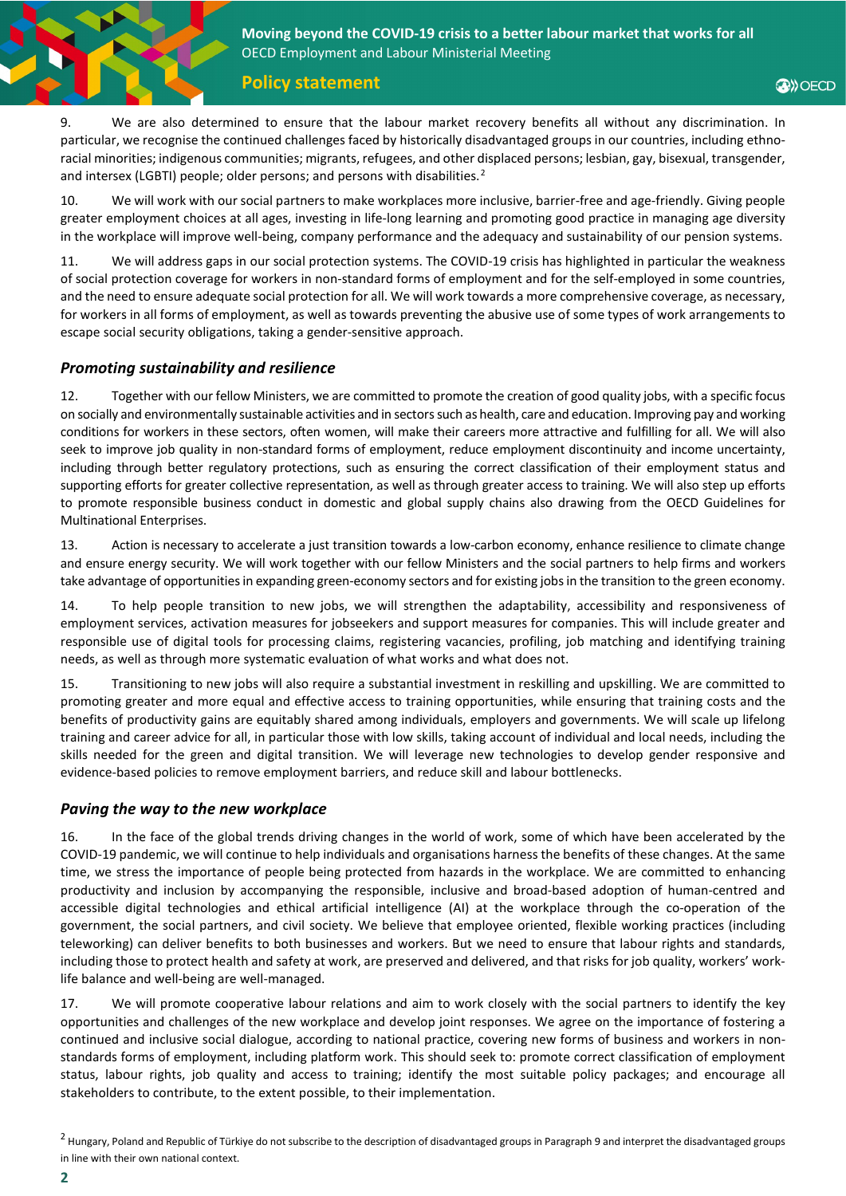9. We are also determined to ensure that the labour market recovery benefits all without any discrimination. In particular, we recognise the continued challenges faced by historically disadvantaged groups in our countries, including ethno-racial minorities; indigenous communities; migrants, refugees, and other displaced persons; lesbian, gay, bisexual, transgender, and intersex (LGBTI) people; older persons; and persons with disabilities.[2]

10. We will work with our social partners to make workplaces more inclusive, barrier-free and age-friendly. Giving people greater employment choices at all ages, investing in life-long learning and promoting good practice in managing age diversity in the workplace will improve well-being, company performance and the adequacy and sustainability of our pension systems.

11. We will address gaps in our social protection systems. The COVID-19 crisis has highlighted in particular the weakness of social protection coverage for workers in non-standard forms of employment and for the self-employed in some countries, and the need to ensure adequate social protection for all. We will work towards a more comprehensive coverage, as necessary, for workers in all forms of employment, as well as towards preventing the abusive use of some types of work arrangements to escape social security obligations, taking a gender-sensitive approach.

### *Promoting sustainability and resilience*

12. Together with our fellow Ministers, we are committed to promote the creation of good quality jobs, with a specific focus on socially and environmentally sustainable activities and in sectors such as health, care and education. Improving pay and working conditions for workers in these sectors, often women, will make their careers more attractive and fulfilling for all. We will also seek to improve job quality in non-standard forms of employment, reduce employment discontinuity and income uncertainty, including through better regulatory protections, such as ensuring the correct classification of their employment status and supporting efforts for greater collective representation, as well as through greater access to training. We will also step up efforts to promote responsible business conduct in domestic and global supply chains also drawing from the OECD Guidelines for Multinational Enterprises.

13. Action is necessary to accelerate a just transition towards a low-carbon economy, enhance resilience to climate change and ensure energy security. We will work together with our fellow Ministers and the social partners to help firms and workers take advantage of opportunities in expanding green-economy sectors and for existing jobs in the transition to the green economy.

14. To help people transition to new jobs, we will strengthen the adaptability, accessibility and responsiveness of employment services, activation measures for jobseekers and support measures for companies. This will include greater and responsible use of digital tools for processing claims, registering vacancies, profiling, job matching and identifying training needs, as well as through more systematic evaluation of what works and what does not.

15. Transitioning to new jobs will also require a substantial investment in reskilling and upskilling. We are committed to promoting greater and more equal and effective access to training opportunities, while ensuring that training costs and the benefits of productivity gains are equitably shared among individuals, employers and governments. We will scale up lifelong training and career advice for all, in particular those with low skills, taking account of individual and local needs, including the skills needed for the green and digital transition. We will leverage new technologies to develop gender responsive and evidence-based policies to remove employment barriers, and reduce skill and labour bottlenecks.

### *Paving the way to the new workplace*

16. In the face of the global trends driving changes in the world of work, some of which have been accelerated by the COVID-19 pandemic, we will continue to help individuals and organisations harness the benefits of these changes. At the same time, we stress the importance of people being protected from hazards in the workplace. We are committed to enhancing productivity and inclusion by accompanying the responsible, inclusive and broad-based adoption of human-centred and accessible digital technologies and ethical artificial intelligence (AI) at the workplace through the co-operation of the government, the social partners, and civil society. We believe that employee oriented, flexible working practices (including teleworking) can deliver benefits to both businesses and workers. But we need to ensure that labour rights and standards, including those to protect health and safety at work, are preserved and delivered, and that risks for job quality, workers' work-life balance and well-being are well-managed.

17. We will promote cooperative labour relations and aim to work closely with the social partners to identify the key opportunities and challenges of the new workplace and develop joint responses. We agree on the importance of fostering a continued and inclusive social dialogue, according to national practice, covering new forms of business and workers in non-standards forms of employment, including platform work. This should seek to: promote correct classification of employment status, labour rights, job quality and access to training; identify the most suitable policy packages; and encourage all stakeholders to contribute, to the extent possible, to their implementation.

[2] Hungary, Poland and Republic of Türkiye do not subscribe to the description of disadvantaged groups in Paragraph 9 and interpret the disadvantaged groups in line with their own national context.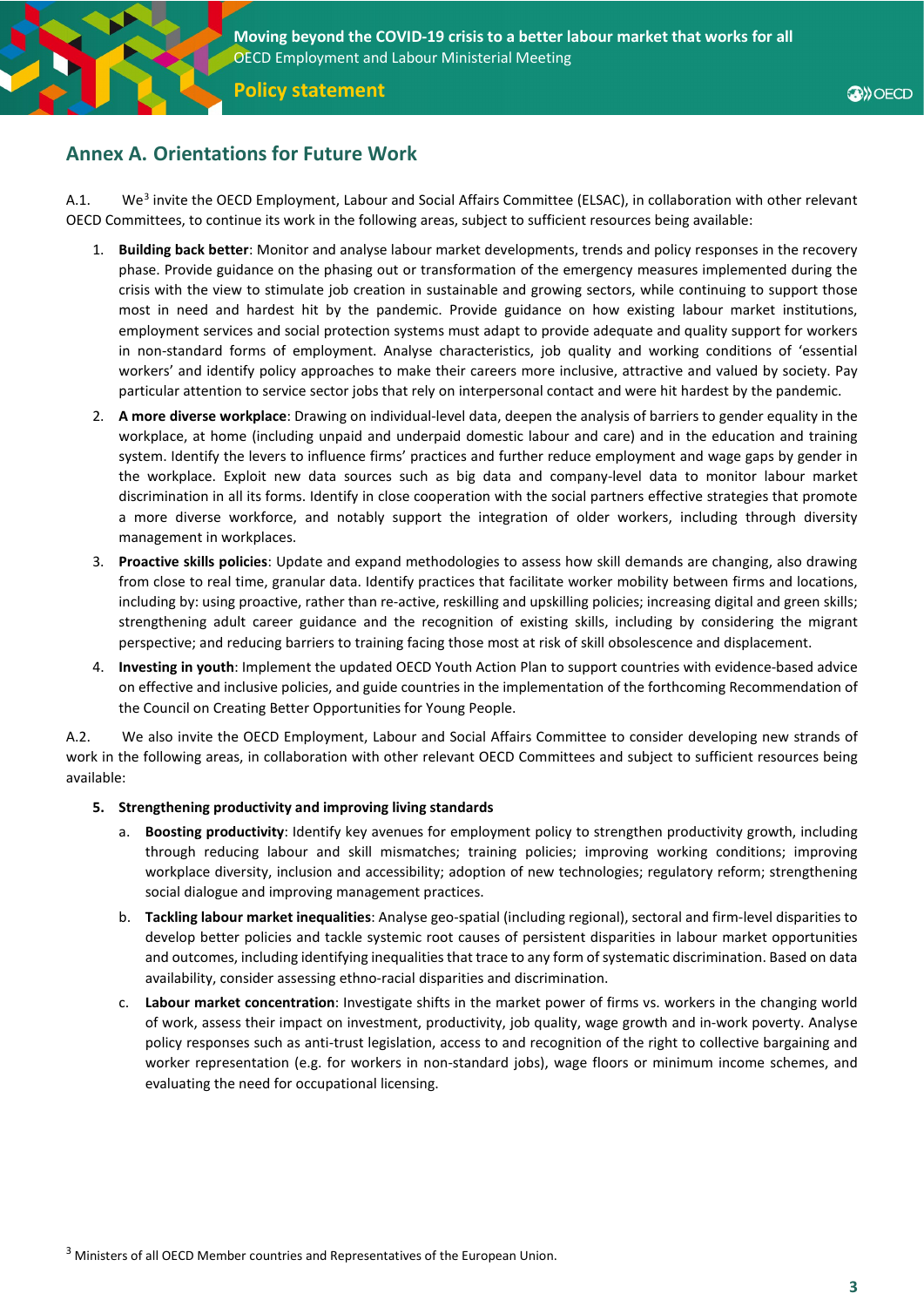## Annex A. Orientations for Future Work

A.1. We[3] invite the OECD Employment, Labour and Social Affairs Committee (ELSAC), in collaboration with other relevant OECD Committees, to continue its work in the following areas, subject to sufficient resources being available:

1. **Building back better**: Monitor and analyse labour market developments, trends and policy responses in the recovery phase. Provide guidance on the phasing out or transformation of the emergency measures implemented during the crisis with the view to stimulate job creation in sustainable and growing sectors, while continuing to support those most in need and hardest hit by the pandemic. Provide guidance on how existing labour market institutions, employment services and social protection systems must adapt to provide adequate and quality support for workers in non-standard forms of employment. Analyse characteristics, job quality and working conditions of 'essential workers' and identify policy approaches to make their careers more inclusive, attractive and valued by society. Pay particular attention to service sector jobs that rely on interpersonal contact and were hit hardest by the pandemic.
2. **A more diverse workplace**: Drawing on individual-level data, deepen the analysis of barriers to gender equality in the workplace, at home (including unpaid and underpaid domestic labour and care) and in the education and training system. Identify the levers to influence firms' practices and further reduce employment and wage gaps by gender in the workplace. Exploit new data sources such as big data and company-level data to monitor labour market discrimination in all its forms. Identify in close cooperation with the social partners effective strategies that promote a more diverse workforce, and notably support the integration of older workers, including through diversity management in workplaces.
3. **Proactive skills policies**: Update and expand methodologies to assess how skill demands are changing, also drawing from close to real time, granular data. Identify practices that facilitate worker mobility between firms and locations, including by: using proactive, rather than re-active, reskilling and upskilling policies; increasing digital and green skills; strengthening adult career guidance and the recognition of existing skills, including by considering the migrant perspective; and reducing barriers to training facing those most at risk of skill obsolescence and displacement.
4. **Investing in youth**: Implement the updated OECD Youth Action Plan to support countries with evidence-based advice on effective and inclusive policies, and guide countries in the implementation of the forthcoming Recommendation of the Council on Creating Better Opportunities for Young People.

A.2. We also invite the OECD Employment, Labour and Social Affairs Committee to consider developing new strands of work in the following areas, in collaboration with other relevant OECD Committees and subject to sufficient resources being available:

5. **Strengthening productivity and improving living standards**
   a. **Boosting productivity**: Identify key avenues for employment policy to strengthen productivity growth, including through reducing labour and skill mismatches; training policies; improving working conditions; improving workplace diversity, inclusion and accessibility; adoption of new technologies; regulatory reform; strengthening social dialogue and improving management practices.
   b. **Tackling labour market inequalities**: Analyse geo-spatial (including regional), sectoral and firm-level disparities to develop better policies and tackle systemic root causes of persistent disparities in labour market opportunities and outcomes, including identifying inequalities that trace to any form of systematic discrimination. Based on data availability, consider assessing ethno-racial disparities and discrimination.
   c. **Labour market concentration**: Investigate shifts in the market power of firms vs. workers in the changing world of work, assess their impact on investment, productivity, job quality, wage growth and in-work poverty. Analyse policy responses such as anti-trust legislation, access to and recognition of the right to collective bargaining and worker representation (e.g. for workers in non-standard jobs), wage floors or minimum income schemes, and evaluating the need for occupational licensing.

[3] Ministers of all OECD Member countries and Representatives of the European Union.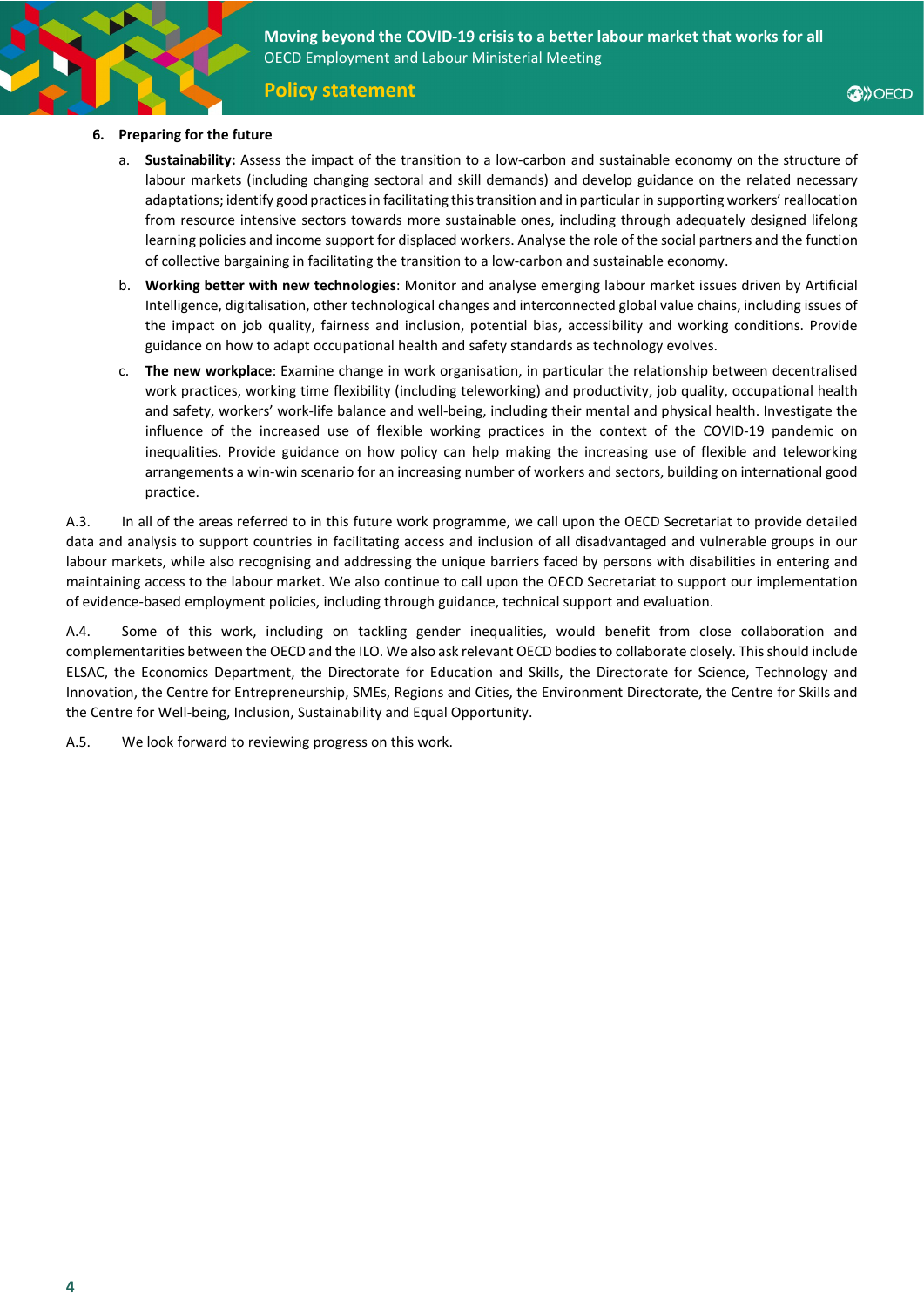6. **Preparing for the future**

   a. **Sustainability:** Assess the impact of the transition to a low-carbon and sustainable economy on the structure of labour markets (including changing sectoral and skill demands) and develop guidance on the related necessary adaptations; identify good practices in facilitating this transition and in particular in supporting workers' reallocation from resource intensive sectors towards more sustainable ones, including through adequately designed lifelong learning policies and income support for displaced workers. Analyse the role of the social partners and the function of collective bargaining in facilitating the transition to a low-carbon and sustainable economy.

   b. **Working better with new technologies**: Monitor and analyse emerging labour market issues driven by Artificial Intelligence, digitalisation, other technological changes and interconnected global value chains, including issues of the impact on job quality, fairness and inclusion, potential bias, accessibility and working conditions. Provide guidance on how to adapt occupational health and safety standards as technology evolves.

   c. **The new workplace**: Examine change in work organisation, in particular the relationship between decentralised work practices, working time flexibility (including teleworking) and productivity, job quality, occupational health and safety, workers' work-life balance and well-being, including their mental and physical health. Investigate the influence of the increased use of flexible working practices in the context of the COVID-19 pandemic on inequalities. Provide guidance on how policy can help making the increasing use of flexible and teleworking arrangements a win-win scenario for an increasing number of workers and sectors, building on international good practice.

A.3. In all of the areas referred to in this future work programme, we call upon the OECD Secretariat to provide detailed data and analysis to support countries in facilitating access and inclusion of all disadvantaged and vulnerable groups in our labour markets, while also recognising and addressing the unique barriers faced by persons with disabilities in entering and maintaining access to the labour market. We also continue to call upon the OECD Secretariat to support our implementation of evidence-based employment policies, including through guidance, technical support and evaluation.

A.4. Some of this work, including on tackling gender inequalities, would benefit from close collaboration and complementarities between the OECD and the ILO. We also ask relevant OECD bodies to collaborate closely. This should include ELSAC, the Economics Department, the Directorate for Education and Skills, the Directorate for Science, Technology and Innovation, the Centre for Entrepreneurship, SMEs, Regions and Cities, the Environment Directorate, the Centre for Skills and the Centre for Well-being, Inclusion, Sustainability and Equal Opportunity.

A.5. We look forward to reviewing progress on this work.